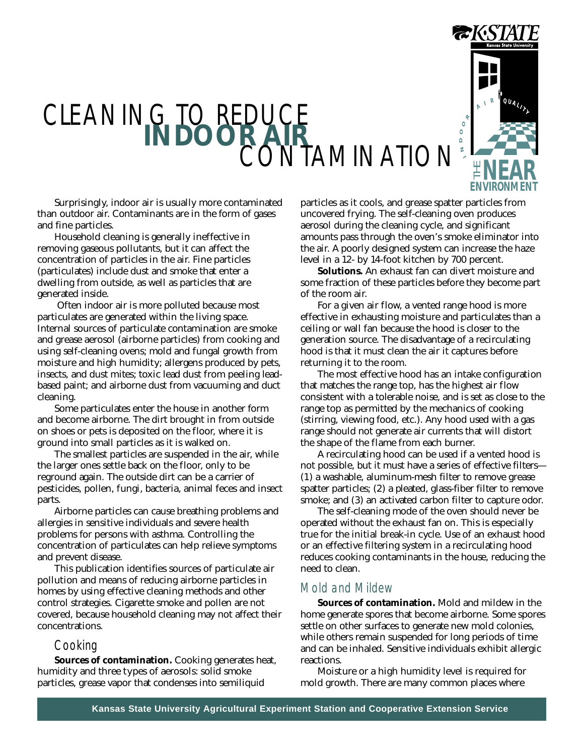# CLEANING TO REDUCE INDOOR AIR CONTAMINATION

Surprisingly, indoor air is usually more contaminated than outdoor air. Contaminants are in the form of gases and fine particles.

Household cleaning is generally ineffective in removing gaseous pollutants, but it can affect the concentration of particles in the air. Fine particles (particulates) include dust and smoke that enter a dwelling from outside, as well as particles that are generated inside.

Often indoor air is more polluted because most particulates are generated within the living space. Internal sources of particulate contamination are smoke and grease aerosol (airborne particles) from cooking and using self-cleaning ovens; mold and fungal growth from moisture and high humidity; allergens produced by pets, insects, and dust mites; toxic lead dust from peeling lead-based paint; and airborne dust from vacuuming and duct cleaning.

Some particulates enter the house in another form and become airborne. The dirt brought in from outside on shoes or pets is deposited on the floor, where it is ground into small particles as it is walked on.

The smallest particles are suspended in the air, while the larger ones settle back on the floor, only to be reground again. The outside dirt can be a carrier of pesticides, pollen, fungi, bacteria, animal feces and insect parts.

Airborne particles can cause breathing problems and allergies in sensitive individuals and severe health problems for persons with asthma. Controlling the concentration of particulates can help relieve symptoms and prevent disease.

This publication identifies sources of particulate air pollution and means of reducing airborne particles in homes by using effective cleaning methods and other control strategies. Cigarette smoke and pollen are not covered, because household cleaning may not affect their concentrations.

## Cooking

**Sources of contamination.** Cooking generates heat, humidity and three types of aerosols: solid smoke particles, grease vapor that condenses into semiliquid particles as it cools, and grease spatter particles from uncovered frying. The self-cleaning oven produces aerosol during the cleaning cycle, and significant amounts pass through the oven's smoke eliminator into the air. A poorly designed system can increase the haze level in a 12- by 14-foot kitchen by 700 percent.

**Solutions.** An exhaust fan can divert moisture and some fraction of these particles before they become part of the room air.

For a given air flow, a vented range hood is more effective in exhausting moisture and particulates than a ceiling or wall fan because the hood is closer to the generation source. The disadvantage of a recirculating hood is that it must clean the air it captures before returning it to the room.

The most effective hood has an intake configuration that matches the range top, has the highest air flow consistent with a tolerable noise, and is set as close to the range top as permitted by the mechanics of cooking (stirring, viewing food, etc.). Any hood used with a gas range should not generate air currents that will distort the shape of the flame from each burner.

A recirculating hood can be used if a vented hood is not possible, but it must have a series of effective filters—(1) a washable, aluminum-mesh filter to remove grease spatter particles; (2) a pleated, glass-fiber filter to remove smoke; and (3) an activated carbon filter to capture odor.

The self-cleaning mode of the oven should never be operated without the exhaust fan on. This is especially true for the initial break-in cycle. Use of an exhaust hood or an effective filtering system in a recirculating hood reduces cooking contaminants in the house, reducing the need to clean.

## Mold and Mildew

**Sources of contamination.** Mold and mildew in the home generate spores that become airborne. Some spores settle on other surfaces to generate new mold colonies, while others remain suspended for long periods of time and can be inhaled. Sensitive individuals exhibit allergic reactions.

Moisture or a high humidity level is required for mold growth. There are many common places where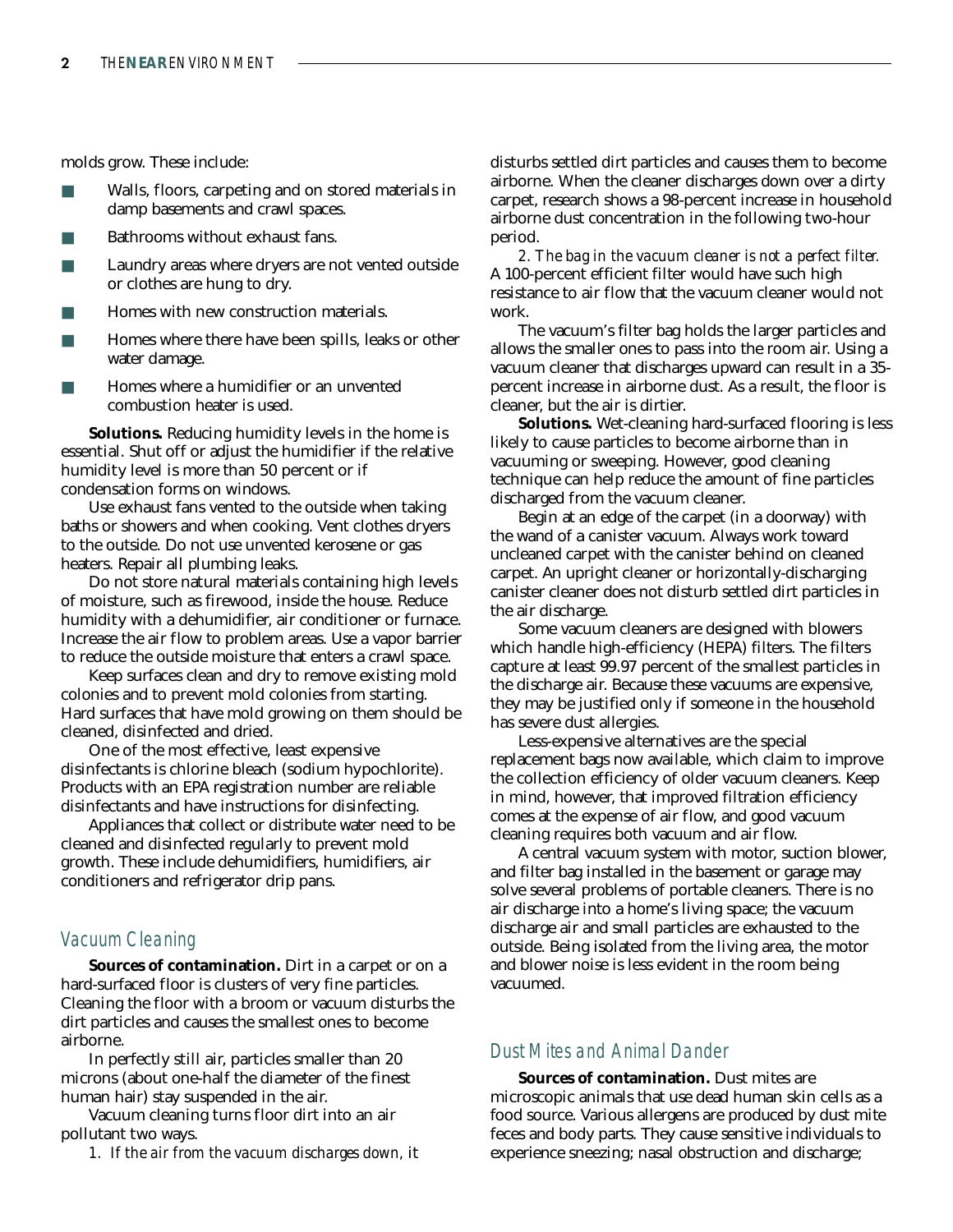molds grow. These include:

- Walls, floors, carpeting and on stored materials in damp basements and crawl spaces.
- Bathrooms without exhaust fans.
- Laundry areas where dryers are not vented outside or clothes are hung to dry.
- Homes with new construction materials.
- Homes where there have been spills, leaks or other water damage.
- Homes where a humidifier or an unvented combustion heater is used.

**Solutions.** Reducing humidity levels in the home is essential. Shut off or adjust the humidifier if the relative humidity level is more than 50 percent or if condensation forms on windows.

Use exhaust fans vented to the outside when taking baths or showers and when cooking. Vent clothes dryers to the outside. Do not use unvented kerosene or gas heaters. Repair all plumbing leaks.

Do not store natural materials containing high levels of moisture, such as firewood, inside the house. Reduce humidity with a dehumidifier, air conditioner or furnace. Increase the air flow to problem areas. Use a vapor barrier to reduce the outside moisture that enters a crawl space.

Keep surfaces clean and dry to remove existing mold colonies and to prevent mold colonies from starting. Hard surfaces that have mold growing on them should be cleaned, disinfected and dried.

One of the most effective, least expensive disinfectants is chlorine bleach (sodium hypochlorite). Products with an EPA registration number are reliable disinfectants and have instructions for disinfecting.

Appliances that collect or distribute water need to be cleaned and disinfected regularly to prevent mold growth. These include dehumidifiers, humidifiers, air conditioners and refrigerator drip pans.

## Vacuum Cleaning

**Sources of contamination.** Dirt in a carpet or on a hard-surfaced floor is clusters of very fine particles. Cleaning the floor with a broom or vacuum disturbs the dirt particles and causes the smallest ones to become airborne.

In perfectly still air, particles smaller than 20 microns (about one-half the diameter of the finest human hair) stay suspended in the air.

Vacuum cleaning turns floor dirt into an air pollutant two ways.

1. *If the air from the vacuum discharges down,* it disturbs settled dirt particles and causes them to become airborne. When the cleaner discharges down over a dirty carpet, research shows a 98-percent increase in household airborne dust concentration in the following two-hour period.

2. *The bag in the vacuum cleaner is not a perfect filter.* A 100-percent efficient filter would have such high resistance to air flow that the vacuum cleaner would not work.

The vacuum's filter bag holds the larger particles and allows the smaller ones to pass into the room air. Using a vacuum cleaner that discharges upward can result in a 35-percent increase in airborne dust. As a result, the floor is cleaner, but the air is dirtier.

**Solutions.** Wet-cleaning hard-surfaced flooring is less likely to cause particles to become airborne than in vacuuming or sweeping. However, good cleaning technique can help reduce the amount of fine particles discharged from the vacuum cleaner.

Begin at an edge of the carpet (in a doorway) with the wand of a canister vacuum. Always work toward uncleaned carpet with the canister behind on cleaned carpet. An upright cleaner or horizontally-discharging canister cleaner does not disturb settled dirt particles in the air discharge.

Some vacuum cleaners are designed with blowers which handle high-efficiency (HEPA) filters. The filters capture at least 99.97 percent of the smallest particles in the discharge air. Because these vacuums are expensive, they may be justified only if someone in the household has severe dust allergies.

Less-expensive alternatives are the special replacement bags now available, which claim to improve the collection efficiency of older vacuum cleaners. Keep in mind, however, that improved filtration efficiency comes at the expense of air flow, and good vacuum cleaning requires both vacuum and air flow.

A central vacuum system with motor, suction blower, and filter bag installed in the basement or garage may solve several problems of portable cleaners. There is no air discharge into a home's living space; the vacuum discharge air and small particles are exhausted to the outside. Being isolated from the living area, the motor and blower noise is less evident in the room being vacuumed.

## Dust Mites and Animal Dander

**Sources of contamination.** Dust mites are microscopic animals that use dead human skin cells as a food source. Various allergens are produced by dust mite feces and body parts. They cause sensitive individuals to experience sneezing; nasal obstruction and discharge;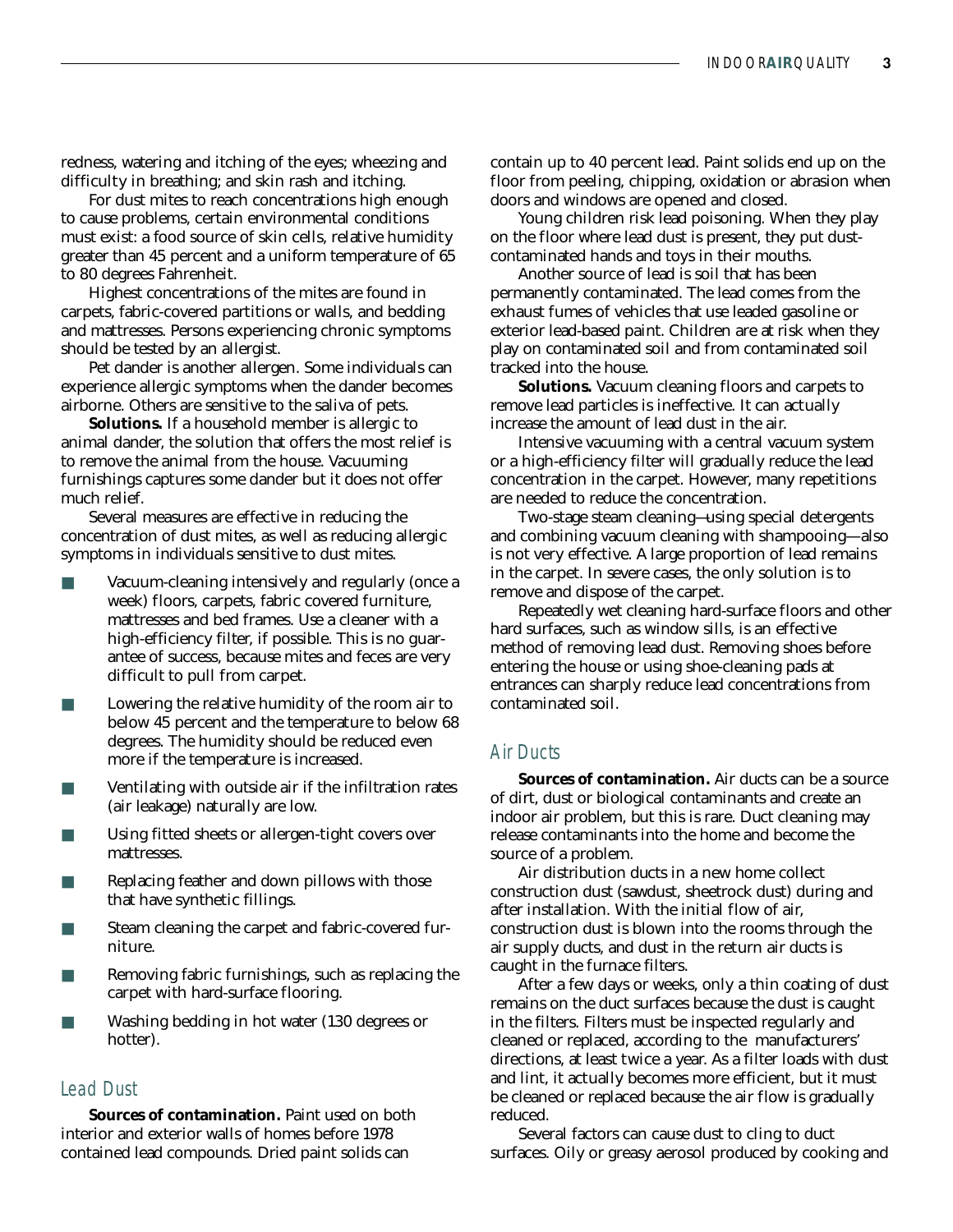redness, watering and itching of the eyes; wheezing and difficulty in breathing; and skin rash and itching.

For dust mites to reach concentrations high enough to cause problems, certain environmental conditions must exist: a food source of skin cells, relative humidity greater than 45 percent and a uniform temperature of 65 to 80 degrees Fahrenheit.

Highest concentrations of the mites are found in carpets, fabric-covered partitions or walls, and bedding and mattresses. Persons experiencing chronic symptoms should be tested by an allergist.

Pet dander is another allergen. Some individuals can experience allergic symptoms when the dander becomes airborne. Others are sensitive to the saliva of pets.

**Solutions.** If a household member is allergic to animal dander, the solution that offers the most relief is to remove the animal from the house. Vacuuming furnishings captures some dander but it does not offer much relief.

Several measures are effective in reducing the concentration of dust mites, as well as reducing allergic symptoms in individuals sensitive to dust mites.

- Vacuum-cleaning intensively and regularly (once a week) floors, carpets, fabric covered furniture, mattresses and bed frames. Use a cleaner with a high-efficiency filter, if possible. This is no guarantee of success, because mites and feces are very difficult to pull from carpet.
- Lowering the relative humidity of the room air to below 45 percent and the temperature to below 68 degrees. The humidity should be reduced even more if the temperature is increased.
- Ventilating with outside air if the infiltration rates (air leakage) naturally are low.
- Using fitted sheets or allergen-tight covers over mattresses.
- Replacing feather and down pillows with those that have synthetic fillings.
- Steam cleaning the carpet and fabric-covered furniture.
- Removing fabric furnishings, such as replacing the carpet with hard-surface flooring.
- Washing bedding in hot water (130 degrees or hotter).

## Lead Dust

**Sources of contamination.** Paint used on both interior and exterior walls of homes before 1978 contained lead compounds. Dried paint solids can contain up to 40 percent lead. Paint solids end up on the floor from peeling, chipping, oxidation or abrasion when doors and windows are opened and closed.

Young children risk lead poisoning. When they play on the floor where lead dust is present, they put dust-contaminated hands and toys in their mouths.

Another source of lead is soil that has been permanently contaminated. The lead comes from the exhaust fumes of vehicles that use leaded gasoline or exterior lead-based paint. Children are at risk when they play on contaminated soil and from contaminated soil tracked into the house.

**Solutions.** Vacuum cleaning floors and carpets to remove lead particles is ineffective. It can actually increase the amount of lead dust in the air.

Intensive vacuuming with a central vacuum system or a high-efficiency filter will gradually reduce the lead concentration in the carpet. However, many repetitions are needed to reduce the concentration.

Two-stage steam cleaning—using special detergents and combining vacuum cleaning with shampooing—also is not very effective. A large proportion of lead remains in the carpet. In severe cases, the only solution is to remove and dispose of the carpet.

Repeatedly wet cleaning hard-surface floors and other hard surfaces, such as window sills, is an effective method of removing lead dust. Removing shoes before entering the house or using shoe-cleaning pads at entrances can sharply reduce lead concentrations from contaminated soil.

## Air Ducts

**Sources of contamination.** Air ducts can be a source of dirt, dust or biological contaminants and create an indoor air problem, but this is rare. Duct cleaning may release contaminants into the home and become the source of a problem.

Air distribution ducts in a new home collect construction dust (sawdust, sheetrock dust) during and after installation. With the initial flow of air, construction dust is blown into the rooms through the air supply ducts, and dust in the return air ducts is caught in the furnace filters.

After a few days or weeks, only a thin coating of dust remains on the duct surfaces because the dust is caught in the filters. Filters must be inspected regularly and cleaned or replaced, according to the manufacturers' directions, at least twice a year. As a filter loads with dust and lint, it actually becomes more efficient, but it must be cleaned or replaced because the air flow is gradually reduced.

Several factors can cause dust to cling to duct surfaces. Oily or greasy aerosol produced by cooking and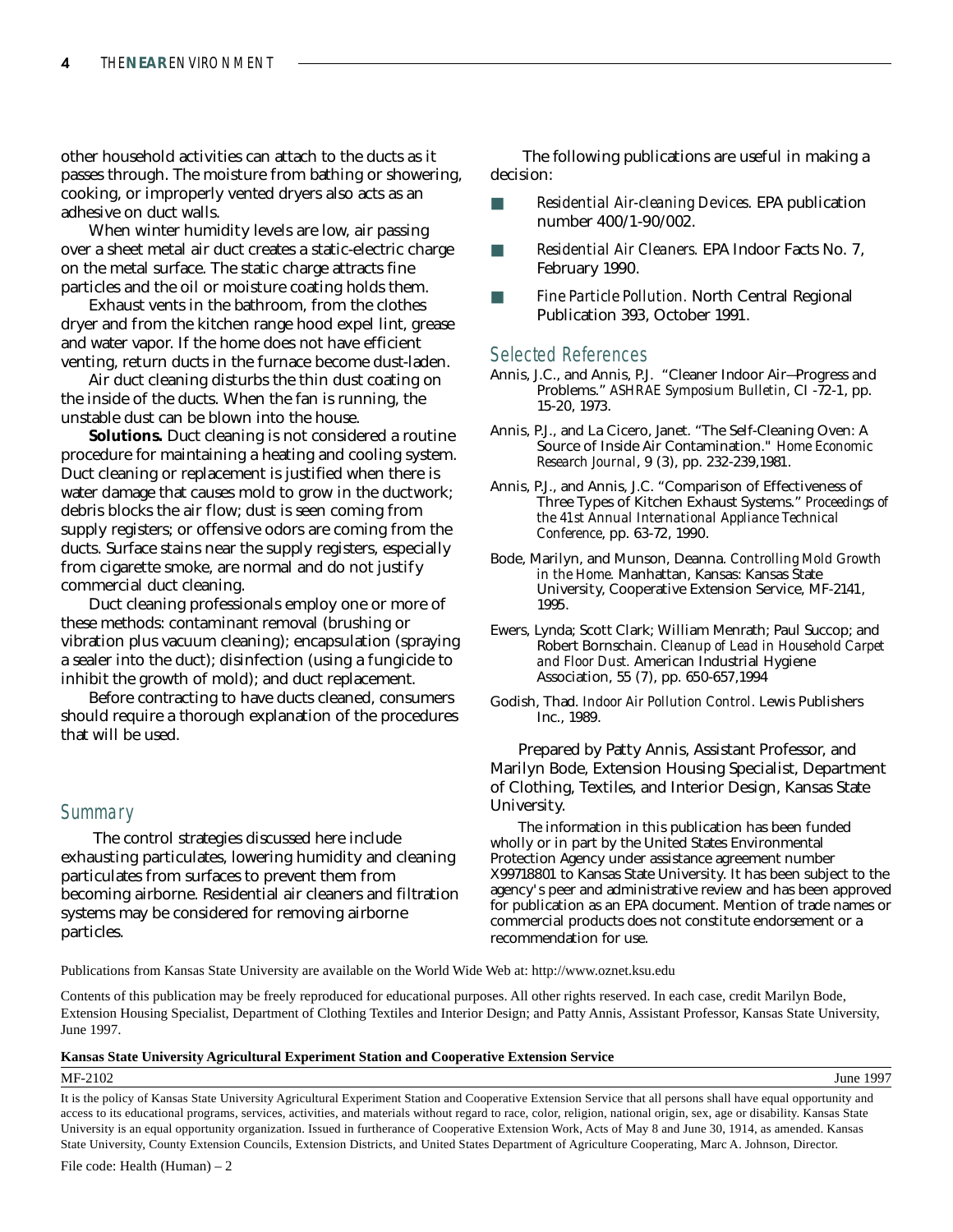other household activities can attach to the ducts as it passes through. The moisture from bathing or showering, cooking, or improperly vented dryers also acts as an adhesive on duct walls.

When winter humidity levels are low, air passing over a sheet metal air duct creates a static-electric charge on the metal surface. The static charge attracts fine particles and the oil or moisture coating holds them.

Exhaust vents in the bathroom, from the clothes dryer and from the kitchen range hood expel lint, grease and water vapor. If the home does not have efficient venting, return ducts in the furnace become dust-laden.

Air duct cleaning disturbs the thin dust coating on the inside of the ducts. When the fan is running, the unstable dust can be blown into the house.

**Solutions.** Duct cleaning is not considered a routine procedure for maintaining a heating and cooling system. Duct cleaning or replacement is justified when there is water damage that causes mold to grow in the ductwork; debris blocks the air flow; dust is seen coming from supply registers; or offensive odors are coming from the ducts. Surface stains near the supply registers, especially from cigarette smoke, are normal and do not justify commercial duct cleaning.

Duct cleaning professionals employ one or more of these methods: contaminant removal (brushing or vibration plus vacuum cleaning); encapsulation (spraying a sealer into the duct); disinfection (using a fungicide to inhibit the growth of mold); and duct replacement.

Before contracting to have ducts cleaned, consumers should require a thorough explanation of the procedures that will be used.

## Summary

The control strategies discussed here include exhausting particulates, lowering humidity and cleaning particulates from surfaces to prevent them from becoming airborne. Residential air cleaners and filtration systems may be considered for removing airborne particles.

The following publications are useful in making a decision:

- *Residential Air-cleaning Devices.* EPA publication number 400/1-90/002.
- *Residential Air Cleaners.* EPA Indoor Facts No. 7, February 1990.
- *Fine Particle Pollution.* North Central Regional Publication 393, October 1991.

## Selected References

Annis, J.C., and Annis, P.J. "Cleaner Indoor Air—Progress and Problems." *ASHRAE Symposium Bulletin*, CI -72-1, pp. 15-20, 1973.

Annis, P.J., and La Cicero, Janet. "The Self-Cleaning Oven: A Source of Inside Air Contamination." *Home Economic Research Journal*, 9 (3), pp. 232-239,1981.

Annis, P.J., and Annis, J.C. "Comparison of Effectiveness of Three Types of Kitchen Exhaust Systems." *Proceedings of the 41st Annual International Appliance Technical Conference*, pp. 63-72, 1990.

Bode, Marilyn, and Munson, Deanna. *Controlling Mold Growth in the Home.* Manhattan, Kansas: Kansas State University, Cooperative Extension Service, MF-2141, 1995.

Ewers, Lynda; Scott Clark; William Menrath; Paul Succop; and Robert Bornschain. *Cleanup of Lead in Household Carpet and Floor Dust.* American Industrial Hygiene Association, 55 (7), pp. 650-657,1994

Godish, Thad. *Indoor Air Pollution Control*. Lewis Publishers Inc., 1989.

Prepared by Patty Annis, Assistant Professor, and Marilyn Bode, Extension Housing Specialist, Department of Clothing, Textiles, and Interior Design, Kansas State University.

The information in this publication has been funded wholly or in part by the United States Environmental Protection Agency under assistance agreement number X99718801 to Kansas State University. It has been subject to the agency's peer and administrative review and has been approved for publication as an EPA document. Mention of trade names or commercial products does not constitute endorsement or a recommendation for use.

Publications from Kansas State University are available on the World Wide Web at: http://www.oznet.ksu.edu

Contents of this publication may be freely reproduced for educational purposes. All other rights reserved. In each case, credit Marilyn Bode, Extension Housing Specialist, Department of Clothing Textiles and Interior Design; and Patty Annis, Assistant Professor, Kansas State University, June 1997.

**Kansas State University Agricultural Experiment Station and Cooperative Extension Service**

MF-2102 June 1997

It is the policy of Kansas State University Agricultural Experiment Station and Cooperative Extension Service that all persons shall have equal opportunity and access to its educational programs, services, activities, and materials without regard to race, color, religion, national origin, sex, age or disability. Kansas State University is an equal opportunity organization. Issued in furtherance of Cooperative Extension Work, Acts of May 8 and June 30, 1914, as amended. Kansas State University, County Extension Councils, Extension Districts, and United States Department of Agriculture Cooperating, Marc A. Johnson, Director.

File code: Health (Human) – 2